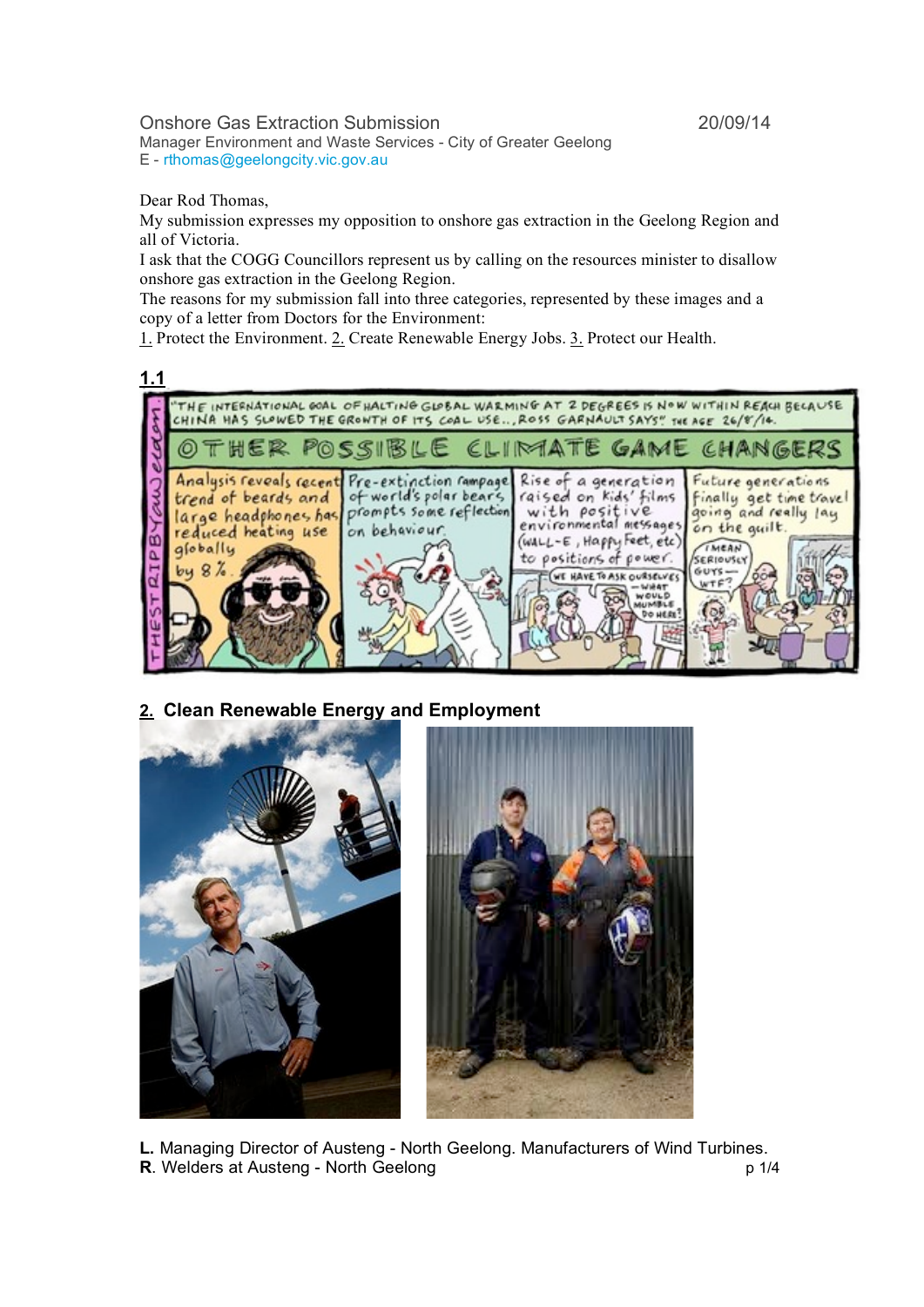Onshore Gas Extraction Submission 20/09/14

Manager Environment and Waste Services - City of Greater Geelong

E - rthomas@geelongcity.vic.gov.au

Dear Rod Thomas,

My submission expresses my opposition to onshore gas extraction in the Geelong Region and all of Victoria.

I ask that the COGG Councillors represent us by calling on the resources minister to disallow onshore gas extraction in the Geelong Region.

The reasons for my submission fall into three categories, represented by these images and a copy of a letter from Doctors for the Environment:

1. Protect the Environment. 2. Create Renewable Energy Jobs. 3. Protect our Health.

**1.1**

## 2. Clean Renewable Energy and Employment

**L.** Managing Director of Austeng - North Geelong. Manufacturers of Wind Turbines.

**R**. Welders at Austeng - North Geelong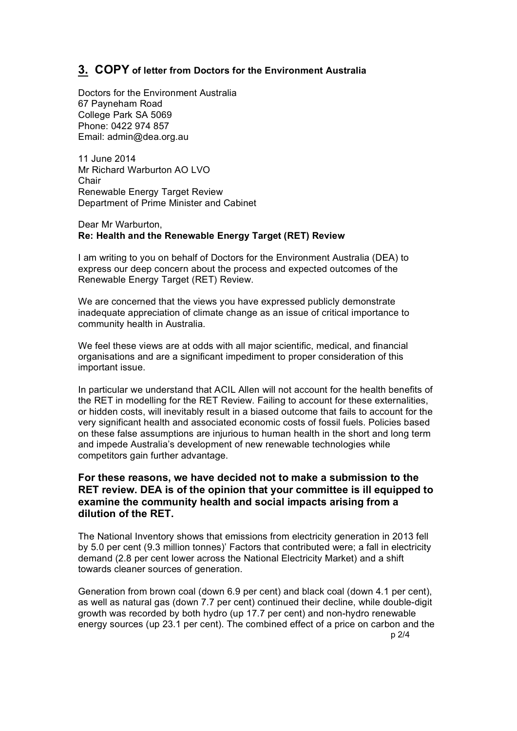## 3. COPY of letter from Doctors for the Environment Australia

Doctors for the Environment Australia
67 Payneham Road
College Park SA 5069
Phone: 0422 974 857
Email: admin@dea.org.au

11 June 2014
Mr Richard Warburton AO LVO
Chair
Renewable Energy Target Review
Department of Prime Minister and Cabinet

Dear Mr Warburton,
**Re: Health and the Renewable Energy Target (RET) Review**

I am writing to you on behalf of Doctors for the Environment Australia (DEA) to express our deep concern about the process and expected outcomes of the Renewable Energy Target (RET) Review.

We are concerned that the views you have expressed publicly demonstrate inadequate appreciation of climate change as an issue of critical importance to community health in Australia.

We feel these views are at odds with all major scientific, medical, and financial organisations and are a significant impediment to proper consideration of this important issue.

In particular we understand that ACIL Allen will not account for the health benefits of the RET in modelling for the RET Review. Failing to account for these externalities, or hidden costs, will inevitably result in a biased outcome that fails to account for the very significant health and associated economic costs of fossil fuels. Policies based on these false assumptions are injurious to human health in the short and long term and impede Australia's development of new renewable technologies while competitors gain further advantage.

**For these reasons, we have decided not to make a submission to the RET review. DEA is of the opinion that your committee is ill equipped to examine the community health and social impacts arising from a dilution of the RET.**

The National Inventory shows that emissions from electricity generation in 2013 fell by 5.0 per cent (9.3 million tonnes)' Factors that contributed were; a fall in electricity demand (2.8 per cent lower across the National Electricity Market) and a shift towards cleaner sources of generation.

Generation from brown coal (down 6.9 per cent) and black coal (down 4.1 per cent), as well as natural gas (down 7.7 per cent) continued their decline, while double-digit growth was recorded by both hydro (up 17.7 per cent) and non-hydro renewable energy sources (up 23.1 per cent). The combined effect of a price on carbon and the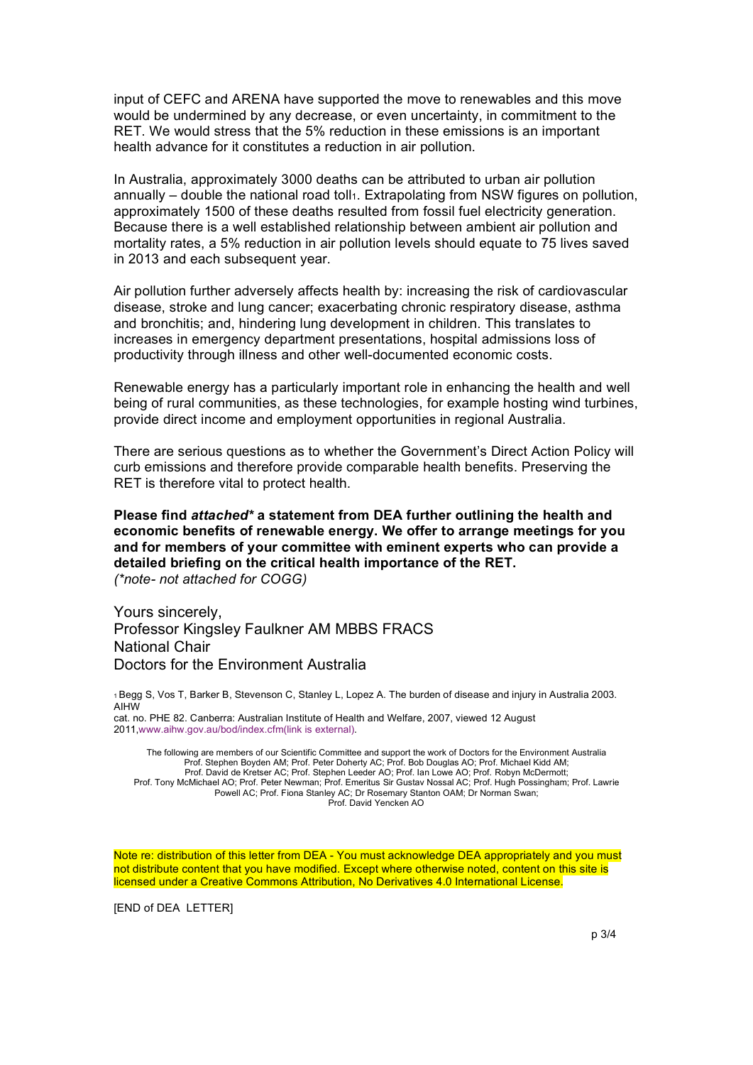input of CEFC and ARENA have supported the move to renewables and this move would be undermined by any decrease, or even uncertainty, in commitment to the RET. We would stress that the 5% reduction in these emissions is an important health advance for it constitutes a reduction in air pollution.

In Australia, approximately 3000 deaths can be attributed to urban air pollution annually – double the national road toll[1]. Extrapolating from NSW figures on pollution, approximately 1500 of these deaths resulted from fossil fuel electricity generation. Because there is a well established relationship between ambient air pollution and mortality rates, a 5% reduction in air pollution levels should equate to 75 lives saved in 2013 and each subsequent year.

Air pollution further adversely affects health by: increasing the risk of cardiovascular disease, stroke and lung cancer; exacerbating chronic respiratory disease, asthma and bronchitis; and, hindering lung development in children. This translates to increases in emergency department presentations, hospital admissions loss of productivity through illness and other well-documented economic costs.

Renewable energy has a particularly important role in enhancing the health and well being of rural communities, as these technologies, for example hosting wind turbines, provide direct income and employment opportunities in regional Australia.

There are serious questions as to whether the Government's Direct Action Policy will curb emissions and therefore provide comparable health benefits. Preserving the RET is therefore vital to protect health.

**Please find *attached** a statement from DEA further outlining the health and economic benefits of renewable energy. We offer to arrange meetings for you and for members of your committee with eminent experts who can provide a detailed briefing on the critical health importance of the RET.**
*(*note- not attached for COGG)*

Yours sincerely,
Professor Kingsley Faulkner AM MBBS FRACS
National Chair
Doctors for the Environment Australia

[1] Begg S, Vos T, Barker B, Stevenson C, Stanley L, Lopez A. The burden of disease and injury in Australia 2003. AIHW cat. no. PHE 82. Canberra: Australian Institute of Health and Welfare, 2007, viewed 12 August 2011,www.aihw.gov.au/bod/index.cfm(link is external).

The following are members of our Scientific Committee and support the work of Doctors for the Environment Australia
Prof. Stephen Boyden AM; Prof. Peter Doherty AC; Prof. Bob Douglas AO; Prof. Michael Kidd AM;
Prof. David de Kretser AC; Prof. Stephen Leeder AO; Prof. Ian Lowe AO; Prof. Robyn McDermott;
Prof. Tony McMichael AO; Prof. Peter Newman; Prof. Emeritus Sir Gustav Nossal AC; Prof. Hugh Possingham; Prof. Lawrie Powell AC; Prof. Fiona Stanley AC; Dr Rosemary Stanton OAM; Dr Norman Swan;
Prof. David Yencken AO

Note re: distribution of this letter from DEA - You must acknowledge DEA appropriately and you must not distribute content that you have modified. Except where otherwise noted, content on this site is licensed under a Creative Commons Attribution, No Derivatives 4.0 International License.

[END of DEA LETTER]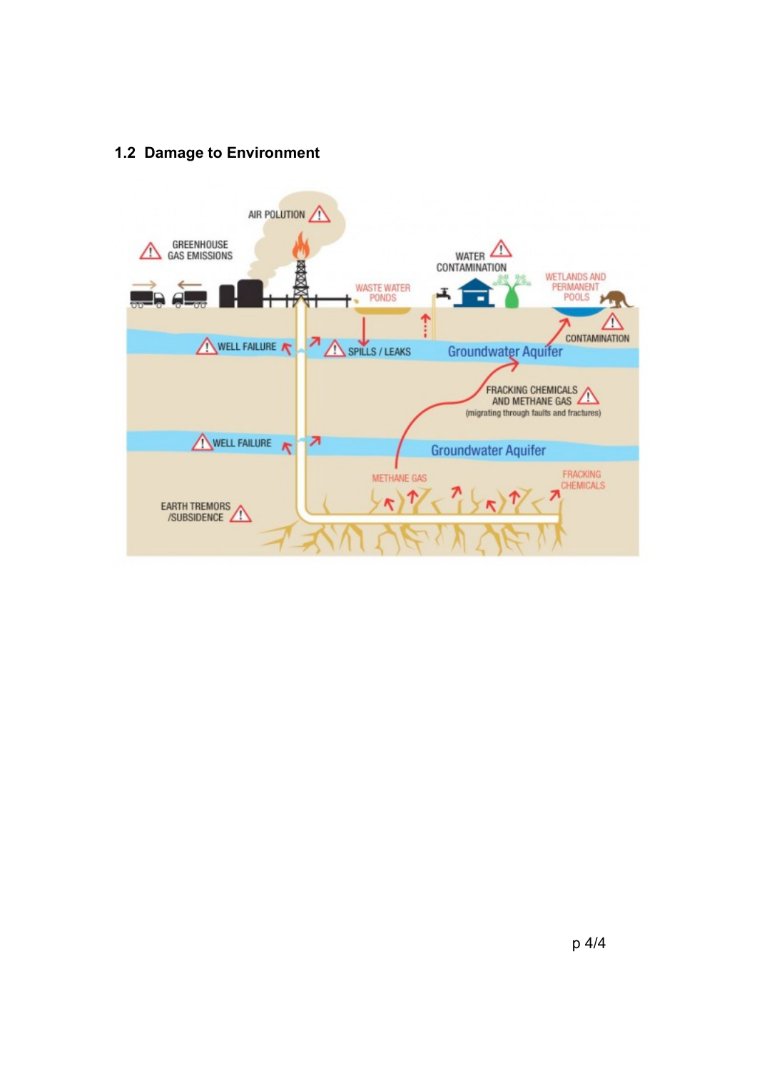## 1.2 Damage to Environment

AIR POLUTION

GREENHOUSE GAS EMISSIONS

WATER CONTAMINATION

WASTE WATER PONDS

WETLANDS AND PERMANENT POOLS

CONTAMINATION

WELL FAILURE

SPILLS / LEAKS

Groundwater Aquifer

FRACKING CHEMICALS AND METHANE GAS (migrating through faults and fractures)

WELL FAILURE

Groundwater Aquifer

METHANE GAS

FRACKING CHEMICALS

EARTH TREMORS /SUBSIDENCE